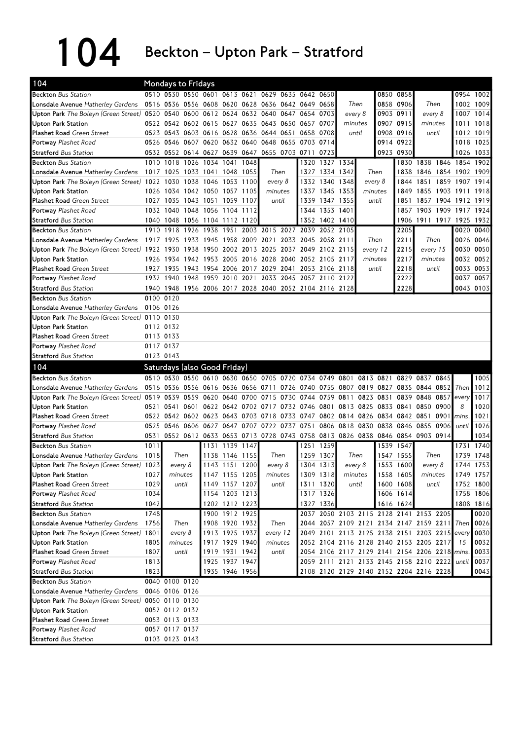# 104 Beckton – Upton Park – Stratford

## 104 Mondays to Fridays

| Stop | | | | | | | | | | | | | | | | | |
|---|---|---|---|---|---|---|---|---|---|---|---|---|---|---|---|---|---|
| **Beckton** Bus Station | 0510 | 0530 | 0550 | 0601 | 0613 | 0621 | 0629 | 0635 | 0642 | 0650 | | 0850 | 0858 | | 0954 | 1002 |
| **Lonsdale Avenue** Hatherley Gardens | 0516 | 0536 | 0556 | 0608 | 0620 | 0628 | 0636 | 0642 | 0649 | 0658 | Then | 0858 | 0906 | Then | 1002 | 1009 |
| **Upton Park** The Boleyn (Green Street) | 0520 | 0540 | 0600 | 0612 | 0624 | 0632 | 0640 | 0647 | 0654 | 0703 | every 8 | 0903 | 0911 | every 8 | 1007 | 1014 |
| **Upton Park Station** | 0522 | 0542 | 0602 | 0615 | 0627 | 0635 | 0643 | 0650 | 0657 | 0707 | minutes | 0907 | 0915 | minutes | 1011 | 1018 |
| **Plashet Road** Green Street | 0523 | 0543 | 0603 | 0616 | 0628 | 0636 | 0644 | 0651 | 0658 | 0708 | until | 0908 | 0916 | until | 1012 | 1019 |
| **Portway** Plashet Road | 0526 | 0546 | 0607 | 0620 | 0632 | 0640 | 0648 | 0655 | 0703 | 0714 | | 0914 | 0922 | | 1018 | 1025 |
| **Stratford** Bus Station | 0532 | 0552 | 0614 | 0627 | 0639 | 0647 | 0655 | 0703 | 0711 | 0723 | | 0923 | 0930 | | 1026 | 1033 |

| Stop | | | | | | | | | | | | | | | | | |
|---|---|---|---|---|---|---|---|---|---|---|---|---|---|---|---|---|---|
| **Beckton** Bus Station | 1010 | 1018 | 1026 | 1034 | 1041 | 1048 | | 1320 | 1327 | 1334 | | 1830 | 1838 | 1846 | 1854 | 1902 |
| **Lonsdale Avenue** Hatherley Gardens | 1017 | 1025 | 1033 | 1041 | 1048 | 1055 | Then | 1327 | 1334 | 1342 | Then | 1838 | 1846 | 1854 | 1902 | 1909 |
| **Upton Park** The Boleyn (Green Street) | 1022 | 1030 | 1038 | 1046 | 1053 | 1100 | every 8 | 1332 | 1340 | 1348 | every 8 | 1844 | 1851 | 1859 | 1907 | 1914 |
| **Upton Park Station** | 1026 | 1034 | 1042 | 1050 | 1057 | 1105 | minutes | 1337 | 1345 | 1353 | minutes | 1849 | 1855 | 1903 | 1911 | 1918 |
| **Plashet Road** Green Street | 1027 | 1035 | 1043 | 1051 | 1059 | 1107 | until | 1339 | 1347 | 1355 | until | 1851 | 1857 | 1904 | 1912 | 1919 |
| **Portway** Plashet Road | 1032 | 1040 | 1048 | 1056 | 1104 | 1112 | | 1344 | 1353 | 1401 | | 1857 | 1903 | 1909 | 1917 | 1924 |
| **Stratford** Bus Station | 1040 | 1048 | 1056 | 1104 | 1112 | 1120 | | 1352 | 1402 | 1410 | | 1906 | 1911 | 1917 | 1925 | 1932 |

| Stop | | | | | | | | | | | | | | | | | |
|---|---|---|---|---|---|---|---|---|---|---|---|---|---|---|---|---|---|
| **Beckton** Bus Station | 1910 | 1918 | 1926 | 1938 | 1951 | 2003 | 2015 | 2027 | 2039 | 2052 | 2105 | | 2205 | | 0020 | 0040 |
| **Lonsdale Avenue** Hatherley Gardens | 1917 | 1925 | 1933 | 1945 | 1958 | 2009 | 2021 | 2033 | 2045 | 2058 | 2111 | Then | 2211 | Then | 0026 | 0046 |
| **Upton Park** The Boleyn (Green Street) | 1922 | 1930 | 1938 | 1950 | 2002 | 2013 | 2025 | 2037 | 2049 | 2102 | 2115 | every 12 | 2215 | every 15 | 0030 | 0050 |
| **Upton Park Station** | 1926 | 1934 | 1942 | 1953 | 2005 | 2016 | 2028 | 2040 | 2052 | 2105 | 2117 | minutes | 2217 | minutes | 0032 | 0052 |
| **Plashet Road** Green Street | 1927 | 1935 | 1943 | 1954 | 2006 | 2017 | 2029 | 2041 | 2053 | 2106 | 2118 | until | 2218 | until | 0033 | 0053 |
| **Portway** Plashet Road | 1932 | 1940 | 1948 | 1959 | 2010 | 2021 | 2033 | 2045 | 2057 | 2110 | 2122 | | 2222 | | 0037 | 0057 |
| **Stratford** Bus Station | 1940 | 1948 | 1956 | 2006 | 2017 | 2028 | 2040 | 2052 | 2104 | 2116 | 2128 | | 2228 | | 0043 | 0103 |

| Stop | | |
|---|---|---|
| **Beckton** Bus Station | 0100 | 0120 |
| **Lonsdale Avenue** Hatherley Gardens | 0106 | 0126 |
| **Upton Park** The Boleyn (Green Street) | 0110 | 0130 |
| **Upton Park Station** | 0112 | 0132 |
| **Plashet Road** Green Street | 0113 | 0133 |
| **Portway** Plashet Road | 0117 | 0137 |
| **Stratford** Bus Station | 0123 | 0143 |

## 104 Saturdays (also Good Friday)

| Stop | | | | | | | | | | | | | | | | | | |
|---|---|---|---|---|---|---|---|---|---|---|---|---|---|---|---|---|---|---|
| **Beckton** Bus Station | 0510 | 0530 | 0550 | 0610 | 0630 | 0650 | 0705 | 0720 | 0734 | 0749 | 0801 | 0813 | 0821 | 0829 | 0837 | 0845 | | 1005 |
| **Lonsdale Avenue** Hatherley Gardens | 0516 | 0536 | 0556 | 0616 | 0636 | 0656 | 0711 | 0726 | 0740 | 0755 | 0807 | 0819 | 0827 | 0835 | 0844 | 0852 | Then | 1012 |
| **Upton Park** The Boleyn (Green Street) | 0519 | 0539 | 0559 | 0620 | 0640 | 0700 | 0715 | 0730 | 0744 | 0759 | 0811 | 0823 | 0831 | 0839 | 0848 | 0857 | every | 1017 |
| **Upton Park Station** | 0521 | 0541 | 0601 | 0622 | 0642 | 0702 | 0717 | 0732 | 0746 | 0801 | 0813 | 0825 | 0833 | 0841 | 0850 | 0900 | 8 | 1020 |
| **Plashet Road** Green Street | 0522 | 0542 | 0602 | 0623 | 0643 | 0703 | 0718 | 0733 | 0747 | 0802 | 0814 | 0826 | 0834 | 0842 | 0851 | 0901 | mins. | 1021 |
| **Portway** Plashet Road | 0525 | 0546 | 0606 | 0627 | 0647 | 0707 | 0722 | 0737 | 0751 | 0806 | 0818 | 0830 | 0838 | 0846 | 0855 | 0906 | until | 1026 |
| **Stratford** Bus Station | 0531 | 0552 | 0612 | 0633 | 0653 | 0713 | 0728 | 0743 | 0758 | 0813 | 0826 | 0838 | 0846 | 0854 | 0903 | 0914 | | 1034 |

| Stop | | | | | | | | | | | | | | | | |
|---|---|---|---|---|---|---|---|---|---|---|---|---|---|---|---|---|
| **Beckton** Bus Station | 1011 | | 1131 | 1139 | 1147 | | 1251 | 1259 | | 1539 | 1547 | | 1731 | 1740 |
| **Lonsdale Avenue** Hatherley Gardens | 1018 | Then | 1138 | 1146 | 1155 | Then | 1259 | 1307 | Then | 1547 | 1555 | Then | 1739 | 1748 |
| **Upton Park** The Boleyn (Green Street) | 1023 | every 8 | 1143 | 1151 | 1200 | every 8 | 1304 | 1313 | every 8 | 1553 | 1600 | every 8 | 1744 | 1753 |
| **Upton Park Station** | 1027 | minutes | 1147 | 1155 | 1205 | minutes | 1309 | 1318 | minutes | 1558 | 1605 | minutes | 1749 | 1757 |
| **Plashet Road** Green Street | 1029 | until | 1149 | 1157 | 1207 | until | 1311 | 1320 | until | 1600 | 1608 | until | 1752 | 1800 |
| **Portway** Plashet Road | 1034 | | 1154 | 1203 | 1213 | | 1317 | 1326 | | 1606 | 1614 | | 1758 | 1806 |
| **Stratford** Bus Station | 1042 | | 1202 | 1212 | 1223 | | 1327 | 1336 | | 1616 | 1624 | | 1808 | 1816 |

| Stop | | | | | | | | | | | | | | | | | |
|---|---|---|---|---|---|---|---|---|---|---|---|---|---|---|---|---|---|
| **Beckton** Bus Station | 1748 | | 1900 | 1912 | 1925 | | 2037 | 2050 | 2103 | 2115 | 2128 | 2141 | 2153 | 2205 | | 0020 |
| **Lonsdale Avenue** Hatherley Gardens | 1756 | Then | 1908 | 1920 | 1932 | Then | 2044 | 2057 | 2109 | 2121 | 2134 | 2147 | 2159 | 2211 | Then | 0026 |
| **Upton Park** The Boleyn (Green Street) | 1801 | every 8 | 1913 | 1925 | 1937 | every 12 | 2049 | 2101 | 2113 | 2125 | 2138 | 2151 | 2203 | 2215 | every | 0030 |
| **Upton Park Station** | 1805 | minutes | 1917 | 1929 | 1940 | minutes | 2052 | 2104 | 2116 | 2128 | 2140 | 2153 | 2205 | 2217 | 15 | 0032 |
| **Plashet Road** Green Street | 1807 | until | 1919 | 1931 | 1942 | until | 2054 | 2106 | 2117 | 2129 | 2141 | 2154 | 2206 | 2218 | mins. | 0033 |
| **Portway** Plashet Road | 1813 | | 1925 | 1937 | 1947 | | 2059 | 2111 | 2121 | 2133 | 2145 | 2158 | 2210 | 2222 | until | 0037 |
| **Stratford** Bus Station | 1823 | | 1935 | 1946 | 1956 | | 2108 | 2120 | 2129 | 2140 | 2152 | 2204 | 2216 | 2228 | | 0043 |

| Stop | | | |
|---|---|---|---|
| **Beckton** Bus Station | 0040 | 0100 | 0120 |
| **Lonsdale Avenue** Hatherley Gardens | 0046 | 0106 | 0126 |
| **Upton Park** The Boleyn (Green Street) | 0050 | 0110 | 0130 |
| **Upton Park Station** | 0052 | 0112 | 0132 |
| **Plashet Road** Green Street | 0053 | 0113 | 0133 |
| **Portway** Plashet Road | 0057 | 0117 | 0137 |
| **Stratford** Bus Station | 0103 | 0123 | 0143 |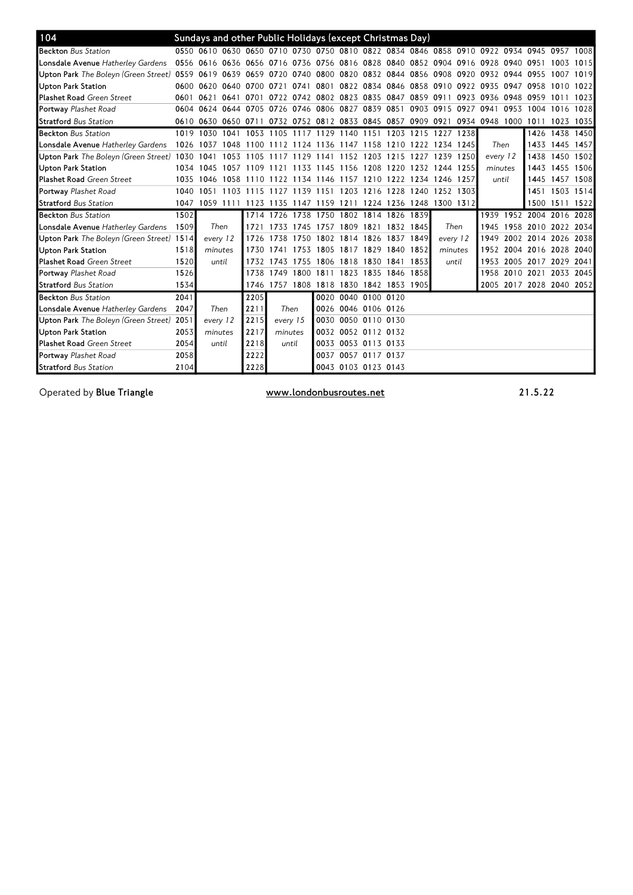## 104 Sundays and other Public Holidays (except Christmas Day)

| Stop | | | | | | | | | | | | | | | | | | |
|---|---|---|---|---|---|---|---|---|---|---|---|---|---|---|---|---|---|---|
| **Beckton** *Bus Station* | 0550 | 0610 | 0630 | 0650 | 0710 | 0730 | 0750 | 0810 | 0822 | 0834 | 0846 | 0858 | 0910 | 0922 | 0934 | 0945 | 0957 | 1008 |
| **Lonsdale Avenue** *Hatherley Gardens* | 0556 | 0616 | 0636 | 0656 | 0716 | 0736 | 0756 | 0816 | 0828 | 0840 | 0852 | 0904 | 0916 | 0928 | 0940 | 0951 | 1003 | 1015 |
| **Upton Park** *The Boleyn (Green Street)* | 0559 | 0619 | 0639 | 0659 | 0720 | 0740 | 0800 | 0820 | 0832 | 0844 | 0856 | 0908 | 0920 | 0932 | 0944 | 0955 | 1007 | 1019 |
| **Upton Park Station** | 0600 | 0620 | 0640 | 0700 | 0721 | 0741 | 0801 | 0822 | 0834 | 0846 | 0858 | 0910 | 0922 | 0935 | 0947 | 0958 | 1010 | 1022 |
| **Plashet Road** *Green Street* | 0601 | 0621 | 0641 | 0701 | 0722 | 0742 | 0802 | 0823 | 0835 | 0847 | 0859 | 0911 | 0923 | 0936 | 0948 | 0959 | 1011 | 1023 |
| **Portway** *Plashet Road* | 0604 | 0624 | 0644 | 0705 | 0726 | 0746 | 0806 | 0827 | 0839 | 0851 | 0903 | 0915 | 0927 | 0941 | 0953 | 1004 | 1016 | 1028 |
| **Stratford** *Bus Station* | 0610 | 0630 | 0650 | 0711 | 0732 | 0752 | 0812 | 0833 | 0845 | 0857 | 0909 | 0921 | 0934 | 0948 | 1000 | 1011 | 1023 | 1035 |

| Stop | | | | | | | | | | | | | | | | | |
|---|---|---|---|---|---|---|---|---|---|---|---|---|---|---|---|---|---|
| **Beckton** *Bus Station* | 1019 | 1030 | 1041 | 1053 | 1105 | 1117 | 1129 | 1140 | 1151 | 1203 | 1215 | 1227 | 1238 | | 1426 | 1438 | 1450 |
| **Lonsdale Avenue** *Hatherley Gardens* | 1026 | 1037 | 1048 | 1100 | 1112 | 1124 | 1136 | 1147 | 1158 | 1210 | 1222 | 1234 | 1245 | *Then* | 1433 | 1445 | 1457 |
| **Upton Park** *The Boleyn (Green Street)* | 1030 | 1041 | 1053 | 1105 | 1117 | 1129 | 1141 | 1152 | 1203 | 1215 | 1227 | 1239 | 1250 | *every 12* | 1438 | 1450 | 1502 |
| **Upton Park Station** | 1034 | 1045 | 1057 | 1109 | 1121 | 1133 | 1145 | 1156 | 1208 | 1220 | 1232 | 1244 | 1255 | *minutes* | 1443 | 1455 | 1506 |
| **Plashet Road** *Green Street* | 1035 | 1046 | 1058 | 1110 | 1122 | 1134 | 1146 | 1157 | 1210 | 1222 | 1234 | 1246 | 1257 | *until* | 1445 | 1457 | 1508 |
| **Portway** *Plashet Road* | 1040 | 1051 | 1103 | 1115 | 1127 | 1139 | 1151 | 1203 | 1216 | 1228 | 1240 | 1252 | 1303 | | 1451 | 1503 | 1514 |
| **Stratford** *Bus Station* | 1047 | 1059 | 1111 | 1123 | 1135 | 1147 | 1159 | 1211 | 1224 | 1236 | 1248 | 1300 | 1312 | | 1500 | 1511 | 1522 |

| Stop | | | | | | | | | | | | | | | | |
|---|---|---|---|---|---|---|---|---|---|---|---|---|---|---|---|---|
| **Beckton** *Bus Station* | 1502 | | 1714 | 1726 | 1738 | 1750 | 1802 | 1814 | 1826 | 1839 | | 1939 | 1952 | 2004 | 2016 | 2028 |
| **Lonsdale Avenue** *Hatherley Gardens* | 1509 | *Then* | 1721 | 1733 | 1745 | 1757 | 1809 | 1821 | 1832 | 1845 | *Then* | 1945 | 1958 | 2010 | 2022 | 2034 |
| **Upton Park** *The Boleyn (Green Street)* | 1514 | *every 12* | 1726 | 1738 | 1750 | 1802 | 1814 | 1826 | 1837 | 1849 | *every 12* | 1949 | 2002 | 2014 | 2026 | 2038 |
| **Upton Park Station** | 1518 | *minutes* | 1730 | 1741 | 1753 | 1805 | 1817 | 1829 | 1840 | 1852 | *minutes* | 1952 | 2004 | 2016 | 2028 | 2040 |
| **Plashet Road** *Green Street* | 1520 | *until* | 1732 | 1743 | 1755 | 1806 | 1818 | 1830 | 1841 | 1853 | *until* | 1953 | 2005 | 2017 | 2029 | 2041 |
| **Portway** *Plashet Road* | 1526 | | 1738 | 1749 | 1800 | 1811 | 1823 | 1835 | 1846 | 1858 | | 1958 | 2010 | 2021 | 2033 | 2045 |
| **Stratford** *Bus Station* | 1534 | | 1746 | 1757 | 1808 | 1818 | 1830 | 1842 | 1853 | 1905 | | 2005 | 2017 | 2028 | 2040 | 2052 |

| Stop | | | | | | | | |
|---|---|---|---|---|---|---|---|---|
| **Beckton** *Bus Station* | 2041 | | 2205 | | 0020 | 0040 | 0100 | 0120 |
| **Lonsdale Avenue** *Hatherley Gardens* | 2047 | *Then* | 2211 | *Then* | 0026 | 0046 | 0106 | 0126 |
| **Upton Park** *The Boleyn (Green Street)* | 2051 | *every 12* | 2215 | *every 15* | 0030 | 0050 | 0110 | 0130 |
| **Upton Park Station** | 2053 | *minutes* | 2217 | *minutes* | 0032 | 0052 | 0112 | 0132 |
| **Plashet Road** *Green Street* | 2054 | *until* | 2218 | *until* | 0033 | 0053 | 0113 | 0133 |
| **Portway** *Plashet Road* | 2058 | | 2222 | | 0037 | 0057 | 0117 | 0137 |
| **Stratford** *Bus Station* | 2104 | | 2228 | | 0043 | 0103 | 0123 | 0143 |

Operated by **Blue Triangle** www.londonbusroutes.net 21.5.22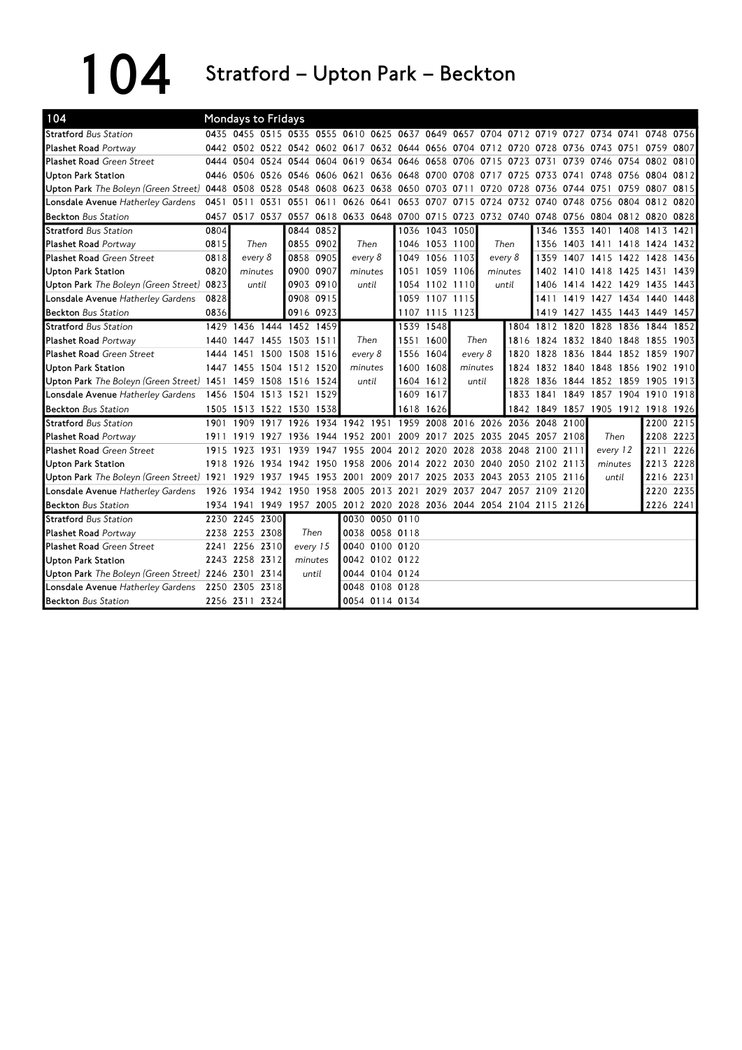# 104 Stratford – Upton Park – Beckton

| 104 | Mondays to Fridays | | | | | | | | | | | | | | | | | |
|---|---|---|---|---|---|---|---|---|---|---|---|---|---|---|---|---|---|---|
| **Stratford** *Bus Station* | 0435 | 0455 | 0515 | 0535 | 0555 | 0610 | 0625 | 0637 | 0649 | 0657 | 0704 | 0712 | 0719 | 0727 | 0734 | 0741 | 0748 | 0756 |
| **Plashet Road** *Portway* | 0442 | 0502 | 0522 | 0542 | 0602 | 0617 | 0632 | 0644 | 0656 | 0704 | 0712 | 0720 | 0728 | 0736 | 0743 | 0751 | 0759 | 0807 |
| **Plashet Road** *Green Street* | 0444 | 0504 | 0524 | 0544 | 0604 | 0619 | 0634 | 0646 | 0658 | 0706 | 0715 | 0723 | 0731 | 0739 | 0746 | 0754 | 0802 | 0810 |
| **Upton Park Station** | 0446 | 0506 | 0526 | 0546 | 0606 | 0621 | 0636 | 0648 | 0700 | 0708 | 0717 | 0725 | 0733 | 0741 | 0748 | 0756 | 0804 | 0812 |
| **Upton Park** *The Boleyn (Green Street)* | 0448 | 0508 | 0528 | 0548 | 0608 | 0623 | 0638 | 0650 | 0703 | 0711 | 0720 | 0728 | 0736 | 0744 | 0751 | 0759 | 0807 | 0815 |
| **Lonsdale Avenue** *Hatherley Gardens* | 0451 | 0511 | 0531 | 0551 | 0611 | 0626 | 0641 | 0653 | 0707 | 0715 | 0724 | 0732 | 0740 | 0748 | 0756 | 0804 | 0812 | 0820 |
| **Beckton** *Bus Station* | 0457 | 0517 | 0537 | 0557 | 0618 | 0633 | 0648 | 0700 | 0715 | 0723 | 0732 | 0740 | 0748 | 0756 | 0804 | 0812 | 0820 | 0828 |
| **Stratford** *Bus Station* | 0804 | Then | | 0844 | 0852 | Then | | 1036 | 1043 | 1050 | Then | | 1346 | 1353 | 1401 | 1408 | 1413 | 1421 |
| **Plashet Road** *Portway* | 0815 | every 8 | | 0855 | 0902 | every 8 | | 1046 | 1053 | 1100 | every 8 | | 1356 | 1403 | 1411 | 1418 | 1424 | 1432 |
| **Plashet Road** *Green Street* | 0818 | minutes | | 0858 | 0905 | minutes | | 1049 | 1056 | 1103 | minutes | | 1359 | 1407 | 1415 | 1422 | 1428 | 1436 |
| **Upton Park Station** | 0820 | until | | 0900 | 0907 | until | | 1051 | 1059 | 1106 | until | | 1402 | 1410 | 1418 | 1425 | 1431 | 1439 |
| **Upton Park** *The Boleyn (Green Street)* | 0823 | | | 0903 | 0910 | | | 1054 | 1102 | 1110 | | | 1406 | 1414 | 1422 | 1429 | 1435 | 1443 |
| **Lonsdale Avenue** *Hatherley Gardens* | 0828 | | | 0908 | 0915 | | | 1059 | 1107 | 1115 | | | 1411 | 1419 | 1427 | 1434 | 1440 | 1448 |
| **Beckton** *Bus Station* | 0836 | | | 0916 | 0923 | | | 1107 | 1115 | 1123 | | | 1419 | 1427 | 1435 | 1443 | 1449 | 1457 |
| **Stratford** *Bus Station* | 1429 | 1436 | 1444 | 1452 | 1459 | Then | | 1539 | 1548 | Then | | 1804 | 1812 | 1820 | 1828 | 1836 | 1844 | 1852 |
| **Plashet Road** *Portway* | 1440 | 1447 | 1455 | 1503 | 1511 | every 8 | | 1551 | 1600 | every 8 | | 1816 | 1824 | 1832 | 1840 | 1848 | 1855 | 1903 |
| **Plashet Road** *Green Street* | 1444 | 1451 | 1500 | 1508 | 1516 | minutes | | 1556 | 1604 | minutes | | 1820 | 1828 | 1836 | 1844 | 1852 | 1859 | 1907 |
| **Upton Park Station** | 1447 | 1455 | 1504 | 1512 | 1520 | until | | 1600 | 1608 | until | | 1824 | 1832 | 1840 | 1848 | 1856 | 1902 | 1910 |
| **Upton Park** *The Boleyn (Green Street)* | 1451 | 1459 | 1508 | 1516 | 1524 | | | 1604 | 1612 | | | 1828 | 1836 | 1844 | 1852 | 1859 | 1905 | 1913 |
| **Lonsdale Avenue** *Hatherley Gardens* | 1456 | 1504 | 1513 | 1521 | 1529 | | | 1609 | 1617 | | | 1833 | 1841 | 1849 | 1857 | 1904 | 1910 | 1918 |
| **Beckton** *Bus Station* | 1505 | 1513 | 1522 | 1530 | 1538 | | | 1618 | 1626 | | | 1842 | 1849 | 1857 | 1905 | 1912 | 1918 | 1926 |
| **Stratford** *Bus Station* | 1901 | 1909 | 1917 | 1926 | 1934 | 1942 | 1951 | 1959 | 2008 | 2016 | 2026 | 2036 | 2048 | 2100 | Then | | 2200 | 2215 |
| **Plashet Road** *Portway* | 1911 | 1919 | 1927 | 1936 | 1944 | 1952 | 2001 | 2009 | 2017 | 2025 | 2035 | 2045 | 2057 | 2108 | every 12 | | 2208 | 2223 |
| **Plashet Road** *Green Street* | 1915 | 1923 | 1931 | 1939 | 1947 | 1955 | 2004 | 2012 | 2020 | 2028 | 2038 | 2048 | 2100 | 2111 | minutes | | 2211 | 2226 |
| **Upton Park Station** | 1918 | 1926 | 1934 | 1942 | 1950 | 1958 | 2006 | 2014 | 2022 | 2030 | 2040 | 2050 | 2102 | 2113 | until | | 2213 | 2228 |
| **Upton Park** *The Boleyn (Green Street)* | 1921 | 1929 | 1937 | 1945 | 1953 | 2001 | 2009 | 2017 | 2025 | 2033 | 2043 | 2053 | 2105 | 2116 | | | 2216 | 2231 |
| **Lonsdale Avenue** *Hatherley Gardens* | 1926 | 1934 | 1942 | 1950 | 1958 | 2005 | 2013 | 2021 | 2029 | 2037 | 2047 | 2057 | 2109 | 2120 | | | 2220 | 2235 |
| **Beckton** *Bus Station* | 1934 | 1941 | 1949 | 1957 | 2005 | 2012 | 2020 | 2028 | 2036 | 2044 | 2054 | 2104 | 2115 | 2126 | | | 2226 | 2241 |
| **Stratford** *Bus Station* | 2230 | 2245 | 2300 | Then | | 0030 | 0050 | 0110 | | | | | | | | | | |
| **Plashet Road** *Portway* | 2238 | 2253 | 2308 | every 15 | | 0038 | 0058 | 0118 | | | | | | | | | | |
| **Plashet Road** *Green Street* | 2241 | 2256 | 2310 | minutes | | 0040 | 0100 | 0120 | | | | | | | | | | |
| **Upton Park Station** | 2243 | 2258 | 2312 | until | | 0042 | 0102 | 0122 | | | | | | | | | | |
| **Upton Park** *The Boleyn (Green Street)* | 2246 | 2301 | 2314 | | | 0044 | 0104 | 0124 | | | | | | | | | | |
| **Lonsdale Avenue** *Hatherley Gardens* | 2250 | 2305 | 2318 | | | 0048 | 0108 | 0128 | | | | | | | | | | |
| **Beckton** *Bus Station* | 2256 | 2311 | 2324 | | | 0054 | 0114 | 0134 | | | | | | | | | | |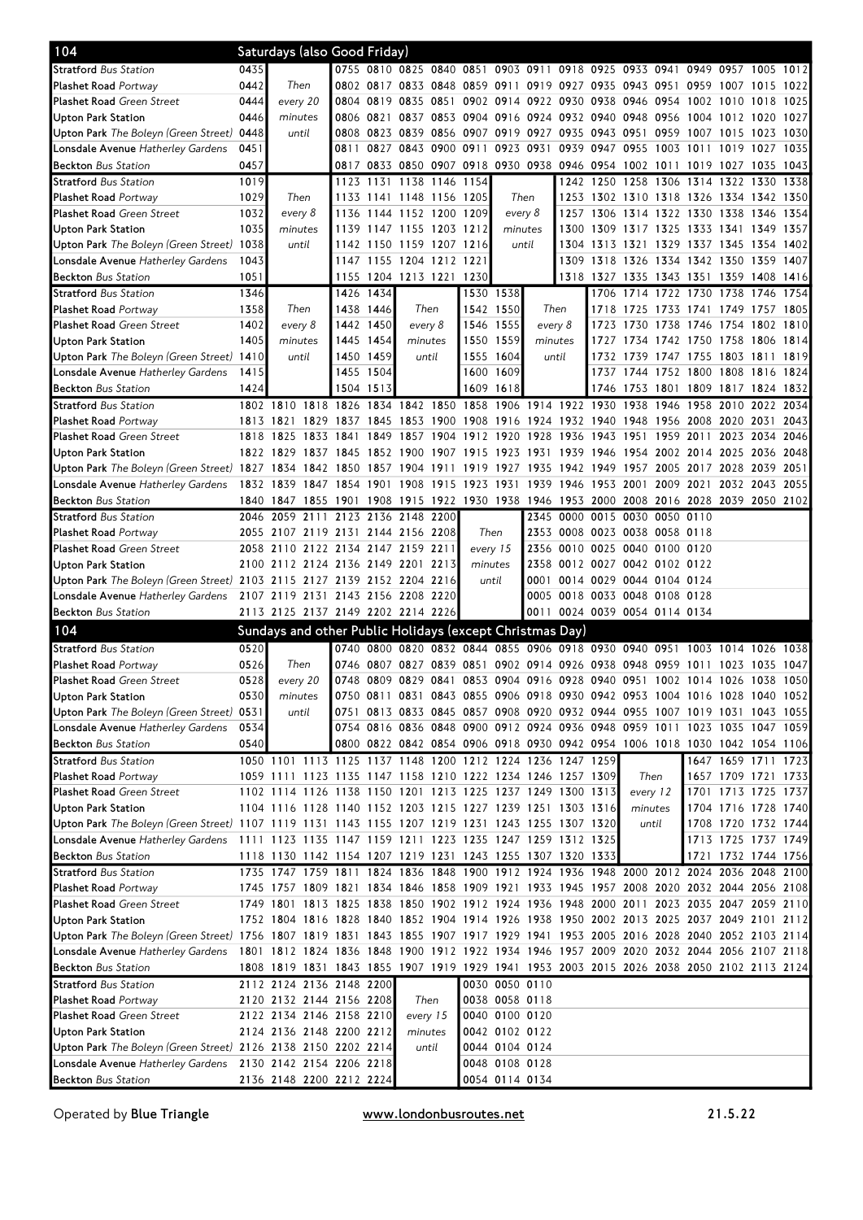## 104 Saturdays (also Good Friday)

| | | | | | | | | | | | | | | | | | |
|---|---|---|---|---|---|---|---|---|---|---|---|---|---|---|---|---|---|
| **Stratford** Bus Station | 0435 | Then every 20 minutes until | 0755 | 0810 | 0825 | 0840 | 0851 | 0903 | 0911 | 0918 | 0925 | 0933 | 0941 | 0949 | 0957 | 1005 | 1012 |
| **Plashet Road** Portway | 0442 | | 0802 | 0817 | 0833 | 0848 | 0859 | 0911 | 0919 | 0927 | 0935 | 0943 | 0951 | 0959 | 1007 | 1015 | 1022 |
| **Plashet Road** Green Street | 0444 | | 0804 | 0819 | 0835 | 0851 | 0902 | 0914 | 0922 | 0930 | 0938 | 0946 | 0954 | 1002 | 1010 | 1018 | 1025 |
| **Upton Park Station** | 0446 | | 0806 | 0821 | 0837 | 0853 | 0904 | 0916 | 0924 | 0932 | 0940 | 0948 | 0956 | 1004 | 1012 | 1020 | 1027 |
| **Upton Park** The Boleyn (Green Street) | 0448 | | 0808 | 0823 | 0839 | 0856 | 0907 | 0919 | 0927 | 0935 | 0943 | 0951 | 0959 | 1007 | 1015 | 1023 | 1030 |
| **Lonsdale Avenue** Hatherley Gardens | 0451 | | 0811 | 0827 | 0843 | 0900 | 0911 | 0923 | 0931 | 0939 | 0947 | 0955 | 1003 | 1011 | 1019 | 1027 | 1035 |
| **Beckton** Bus Station | 0457 | | 0817 | 0833 | 0850 | 0907 | 0918 | 0930 | 0938 | 0946 | 0954 | 1002 | 1011 | 1019 | 1027 | 1035 | 1043 |

| | | | | | | | | | | | | | | | | |
|---|---|---|---|---|---|---|---|---|---|---|---|---|---|---|---|---|
| **Stratford** Bus Station | 1019 | Then every 8 minutes until | 1123 | 1131 | 1138 | 1146 | 1154 | Then every 8 minutes until | 1242 | 1250 | 1258 | 1306 | 1314 | 1322 | 1330 | 1338 |
| **Plashet Road** Portway | 1029 | | 1133 | 1141 | 1148 | 1156 | 1205 | | 1253 | 1302 | 1310 | 1318 | 1326 | 1334 | 1342 | 1350 |
| **Plashet Road** Green Street | 1032 | | 1136 | 1144 | 1152 | 1200 | 1209 | | 1257 | 1306 | 1314 | 1322 | 1330 | 1338 | 1346 | 1354 |
| **Upton Park Station** | 1035 | | 1139 | 1147 | 1155 | 1203 | 1212 | | 1300 | 1309 | 1317 | 1325 | 1333 | 1341 | 1349 | 1357 |
| **Upton Park** The Boleyn (Green Street) | 1038 | | 1142 | 1150 | 1159 | 1207 | 1216 | | 1304 | 1313 | 1321 | 1329 | 1337 | 1345 | 1354 | 1402 |
| **Lonsdale Avenue** Hatherley Gardens | 1043 | | 1147 | 1155 | 1204 | 1212 | 1221 | | 1309 | 1318 | 1326 | 1334 | 1342 | 1350 | 1359 | 1407 |
| **Beckton** Bus Station | 1051 | | 1155 | 1204 | 1213 | 1221 | 1230 | | 1318 | 1327 | 1335 | 1343 | 1351 | 1359 | 1408 | 1416 |

| | | | | | | | | | | | | | | | | |
|---|---|---|---|---|---|---|---|---|---|---|---|---|---|---|---|---|
| **Stratford** Bus Station | 1346 | Then every 8 minutes until | 1426 | 1434 | Then every 8 minutes until | 1530 | 1538 | Then every 8 minutes until | 1706 | 1714 | 1722 | 1730 | 1738 | 1746 | 1754 |
| **Plashet Road** Portway | 1358 | | 1438 | 1446 | | 1542 | 1550 | | 1718 | 1725 | 1733 | 1741 | 1749 | 1757 | 1805 |
| **Plashet Road** Green Street | 1402 | | 1442 | 1450 | | 1546 | 1555 | | 1723 | 1730 | 1738 | 1746 | 1754 | 1802 | 1810 |
| **Upton Park Station** | 1405 | | 1445 | 1454 | | 1550 | 1559 | | 1727 | 1734 | 1742 | 1750 | 1758 | 1806 | 1814 |
| **Upton Park** The Boleyn (Green Street) | 1410 | | 1450 | 1459 | | 1555 | 1604 | | 1732 | 1739 | 1747 | 1755 | 1803 | 1811 | 1819 |
| **Lonsdale Avenue** Hatherley Gardens | 1415 | | 1455 | 1504 | | 1600 | 1609 | | 1737 | 1744 | 1752 | 1800 | 1808 | 1816 | 1824 |
| **Beckton** Bus Station | 1424 | | 1504 | 1513 | | 1609 | 1618 | | 1746 | 1753 | 1801 | 1809 | 1817 | 1824 | 1832 |

| | | | | | | | | | | | | | | | | | | |
|---|---|---|---|---|---|---|---|---|---|---|---|---|---|---|---|---|---|---|
| **Stratford** Bus Station | 1802 | 1810 | 1818 | 1826 | 1834 | 1842 | 1850 | 1858 | 1906 | 1914 | 1922 | 1930 | 1938 | 1946 | 1958 | 2010 | 2022 | 2034 |
| **Plashet Road** Portway | 1813 | 1821 | 1829 | 1837 | 1845 | 1853 | 1900 | 1908 | 1916 | 1924 | 1932 | 1940 | 1948 | 1956 | 2008 | 2020 | 2031 | 2043 |
| **Plashet Road** Green Street | 1818 | 1825 | 1833 | 1841 | 1849 | 1857 | 1904 | 1912 | 1920 | 1928 | 1936 | 1943 | 1951 | 1959 | 2011 | 2023 | 2034 | 2046 |
| **Upton Park Station** | 1822 | 1829 | 1837 | 1845 | 1852 | 1900 | 1907 | 1915 | 1923 | 1931 | 1939 | 1946 | 1954 | 2002 | 2014 | 2025 | 2036 | 2048 |
| **Upton Park** The Boleyn (Green Street) | 1827 | 1834 | 1842 | 1850 | 1857 | 1904 | 1911 | 1919 | 1927 | 1935 | 1942 | 1949 | 1957 | 2005 | 2017 | 2028 | 2039 | 2051 |
| **Lonsdale Avenue** Hatherley Gardens | 1832 | 1839 | 1847 | 1854 | 1901 | 1908 | 1915 | 1923 | 1931 | 1939 | 1946 | 1953 | 2001 | 2009 | 2021 | 2032 | 2043 | 2055 |
| **Beckton** Bus Station | 1840 | 1847 | 1855 | 1901 | 1908 | 1915 | 1922 | 1930 | 1938 | 1946 | 1953 | 2000 | 2008 | 2016 | 2028 | 2039 | 2050 | 2102 |

| | | | | | | | | | | | | | | |
|---|---|---|---|---|---|---|---|---|---|---|---|---|---|---|
| **Stratford** Bus Station | 2046 | 2059 | 2111 | 2123 | 2136 | 2148 | 2200 | Then every 15 minutes until | 2345 | 0000 | 0015 | 0030 | 0050 | 0110 |
| **Plashet Road** Portway | 2055 | 2107 | 2119 | 2131 | 2144 | 2156 | 2208 | | 2353 | 0008 | 0023 | 0038 | 0058 | 0118 |
| **Plashet Road** Green Street | 2058 | 2110 | 2122 | 2134 | 2147 | 2159 | 2211 | | 2356 | 0010 | 0025 | 0040 | 0100 | 0120 |
| **Upton Park Station** | 2100 | 2112 | 2124 | 2136 | 2149 | 2201 | 2213 | | 2358 | 0012 | 0027 | 0042 | 0102 | 0122 |
| **Upton Park** The Boleyn (Green Street) | 2103 | 2115 | 2127 | 2139 | 2152 | 2204 | 2216 | | 0001 | 0014 | 0029 | 0044 | 0104 | 0124 |
| **Lonsdale Avenue** Hatherley Gardens | 2107 | 2119 | 2131 | 2143 | 2156 | 2208 | 2220 | | 0005 | 0018 | 0033 | 0048 | 0108 | 0128 |
| **Beckton** Bus Station | 2113 | 2125 | 2137 | 2149 | 2202 | 2214 | 2226 | | 0011 | 0024 | 0039 | 0054 | 0114 | 0134 |

## 104 Sundays and other Public Holidays (except Christmas Day)

| | | | | | | | | | | | | | | | | | |
|---|---|---|---|---|---|---|---|---|---|---|---|---|---|---|---|---|---|
| **Stratford** Bus Station | 0520 | Then every 20 minutes until | 0740 | 0800 | 0820 | 0832 | 0844 | 0855 | 0906 | 0918 | 0930 | 0940 | 0951 | 1003 | 1014 | 1026 | 1038 |
| **Plashet Road** Portway | 0526 | | 0746 | 0807 | 0827 | 0839 | 0851 | 0902 | 0914 | 0926 | 0938 | 0948 | 0959 | 1011 | 1023 | 1035 | 1047 |
| **Plashet Road** Green Street | 0528 | | 0748 | 0809 | 0829 | 0841 | 0853 | 0904 | 0916 | 0928 | 0940 | 0951 | 1002 | 1014 | 1026 | 1038 | 1050 |
| **Upton Park Station** | 0530 | | 0750 | 0811 | 0831 | 0843 | 0855 | 0906 | 0918 | 0930 | 0942 | 0953 | 1004 | 1016 | 1028 | 1040 | 1052 |
| **Upton Park** The Boleyn (Green Street) | 0531 | | 0751 | 0813 | 0833 | 0845 | 0857 | 0908 | 0920 | 0932 | 0944 | 0955 | 1007 | 1019 | 1031 | 1043 | 1055 |
| **Lonsdale Avenue** Hatherley Gardens | 0534 | | 0754 | 0816 | 0836 | 0848 | 0900 | 0912 | 0924 | 0936 | 0948 | 0959 | 1011 | 1023 | 1035 | 1047 | 1059 |
| **Beckton** Bus Station | 0540 | | 0800 | 0822 | 0842 | 0854 | 0906 | 0918 | 0930 | 0942 | 0954 | 1006 | 1018 | 1030 | 1042 | 1054 | 1106 |

| | | | | | | | | | | | | | | | | | |
|---|---|---|---|---|---|---|---|---|---|---|---|---|---|---|---|---|---|
| **Stratford** Bus Station | 1050 | 1101 | 1113 | 1125 | 1137 | 1148 | 1200 | 1212 | 1224 | 1236 | 1247 | 1259 | Then every 12 minutes until | 1647 | 1659 | 1711 | 1723 |
| **Plashet Road** Portway | 1059 | 1111 | 1123 | 1135 | 1147 | 1158 | 1210 | 1222 | 1234 | 1246 | 1257 | 1309 | | 1657 | 1709 | 1721 | 1733 |
| **Plashet Road** Green Street | 1102 | 1114 | 1126 | 1138 | 1150 | 1201 | 1213 | 1225 | 1237 | 1249 | 1300 | 1313 | | 1701 | 1713 | 1725 | 1737 |
| **Upton Park Station** | 1104 | 1116 | 1128 | 1140 | 1152 | 1203 | 1215 | 1227 | 1239 | 1251 | 1303 | 1316 | | 1704 | 1716 | 1728 | 1740 |
| **Upton Park** The Boleyn (Green Street) | 1107 | 1119 | 1131 | 1143 | 1155 | 1207 | 1219 | 1231 | 1243 | 1255 | 1307 | 1320 | | 1708 | 1720 | 1732 | 1744 |
| **Lonsdale Avenue** Hatherley Gardens | 1111 | 1123 | 1135 | 1147 | 1159 | 1211 | 1223 | 1235 | 1247 | 1259 | 1312 | 1325 | | 1713 | 1725 | 1737 | 1749 |
| **Beckton** Bus Station | 1118 | 1130 | 1142 | 1154 | 1207 | 1219 | 1231 | 1243 | 1255 | 1307 | 1320 | 1333 | | 1721 | 1732 | 1744 | 1756 |

| | | | | | | | | | | | | | | | | | |
|---|---|---|---|---|---|---|---|---|---|---|---|---|---|---|---|---|---|
| **Stratford** Bus Station | 1735 | 1747 | 1759 | 1811 | 1824 | 1836 | 1848 | 1900 | 1912 | 1924 | 1936 | 1948 | 2000 | 2012 | 2024 | 2036 | 2048 | 2100 |
| **Plashet Road** Portway | 1745 | 1757 | 1809 | 1821 | 1834 | 1846 | 1858 | 1909 | 1921 | 1933 | 1945 | 1957 | 2008 | 2020 | 2032 | 2044 | 2056 | 2108 |
| **Plashet Road** Green Street | 1749 | 1801 | 1813 | 1825 | 1838 | 1850 | 1902 | 1912 | 1924 | 1936 | 1948 | 2000 | 2011 | 2023 | 2035 | 2047 | 2059 | 2110 |
| **Upton Park Station** | 1752 | 1804 | 1816 | 1828 | 1840 | 1852 | 1904 | 1914 | 1926 | 1938 | 1950 | 2002 | 2013 | 2025 | 2037 | 2049 | 2101 | 2112 |
| **Upton Park** The Boleyn (Green Street) | 1756 | 1807 | 1819 | 1831 | 1843 | 1855 | 1907 | 1917 | 1929 | 1941 | 1953 | 2005 | 2016 | 2028 | 2040 | 2052 | 2103 | 2114 |
| **Lonsdale Avenue** Hatherley Gardens | 1801 | 1812 | 1824 | 1836 | 1848 | 1900 | 1912 | 1922 | 1934 | 1946 | 1957 | 2009 | 2020 | 2032 | 2044 | 2056 | 2107 | 2118 |
| **Beckton** Bus Station | 1808 | 1819 | 1831 | 1843 | 1855 | 1907 | 1919 | 1929 | 1941 | 1953 | 2003 | 2015 | 2026 | 2038 | 2050 | 2102 | 2113 | 2124 |

| | | | | | | | | | |
|---|---|---|---|---|---|---|---|---|---|
| **Stratford** Bus Station | 2112 | 2124 | 2136 | 2148 | 2200 | Then every 15 minutes until | 0030 | 0050 | 0110 |
| **Plashet Road** Portway | 2120 | 2132 | 2144 | 2156 | 2208 | | 0038 | 0058 | 0118 |
| **Plashet Road** Green Street | 2122 | 2134 | 2146 | 2158 | 2210 | | 0040 | 0100 | 0120 |
| **Upton Park Station** | 2124 | 2136 | 2148 | 2200 | 2212 | | 0042 | 0102 | 0122 |
| **Upton Park** The Boleyn (Green Street) | 2126 | 2138 | 2150 | 2202 | 2214 | | 0044 | 0104 | 0124 |
| **Lonsdale Avenue** Hatherley Gardens | 2130 | 2142 | 2154 | 2206 | 2218 | | 0048 | 0108 | 0128 |
| **Beckton** Bus Station | 2136 | 2148 | 2200 | 2212 | 2224 | | 0054 | 0114 | 0134 |

Operated by **Blue Triangle** www.londonbusroutes.net 21.5.22